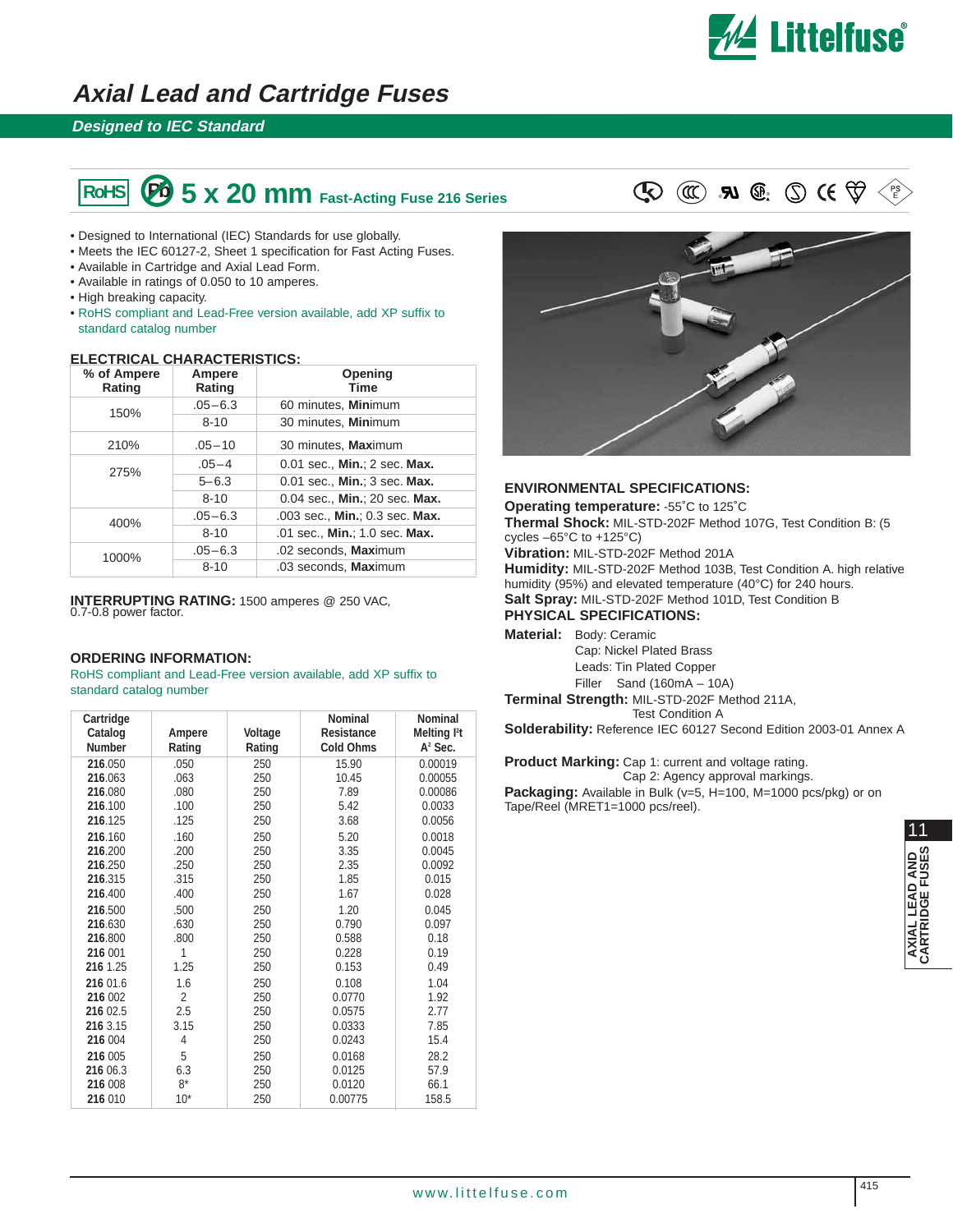# Axial Lead and Cartridge Fuses

## Designed to IEC Standard

## 5 x 20 mm Fast-Acting Fuse 216 Series

- Designed to International (IEC) Standards for use globally.
- Meets the IEC 60127-2, Sheet 1 specification for Fast Acting Fuses.
- Available in Cartridge and Axial Lead Form.
- Available in ratings of 0.050 to 10 amperes.
- High breaking capacity.
- RoHS compliant and Lead-Free version available, add XP suffix to standard catalog number

### ELECTRICAL CHARACTERISTICS:

| % of Ampere Rating | Ampere Rating | Opening Time |
|---|---|---|
| 150% | .05–6.3 | 60 minutes, **Min**imum |
| | 8-10 | 30 minutes, **Min**imum |
| 210% | .05–10 | 30 minutes, **Max**imum |
| 275% | .05–4 | 0.01 sec., **Min.**; 2 sec. **Max.** |
| | 5–6.3 | 0.01 sec., **Min.**; 3 sec. **Max.** |
| | 8-10 | 0.04 sec., **Min.**; 20 sec. **Max.** |
| 400% | .05–6.3 | .003 sec., **Min.**; 0.3 sec. **Max.** |
| | 8-10 | .01 sec., **Min.**; 1.0 sec. **Max.** |
| 1000% | .05–6.3 | .02 seconds, **Max**imum |
| | 8-10 | .03 seconds, **Max**imum |

**INTERRUPTING RATING:** 1500 amperes @ 250 VAC, 0.7-0.8 power factor.

### ORDERING INFORMATION:

RoHS compliant and Lead-Free version available, add XP suffix to standard catalog number

| Cartridge Catalog Number | Ampere Rating | Voltage Rating | Nominal Resistance Cold Ohms | Nominal Melting $I^2t$ $A^2$ Sec. |
|---|---|---|---|---|
| **216**.050 | .050 | 250 | 15.90 | 0.00019 |
| **216**.063 | .063 | 250 | 10.45 | 0.00055 |
| **216**.080 | .080 | 250 | 7.89 | 0.00086 |
| **216**.100 | .100 | 250 | 5.42 | 0.0033 |
| **216**.125 | .125 | 250 | 3.68 | 0.0056 |
| **216**.160 | .160 | 250 | 5.20 | 0.0018 |
| **216**.200 | .200 | 250 | 3.35 | 0.0045 |
| **216**.250 | .250 | 250 | 2.35 | 0.0092 |
| **216**.315 | .315 | 250 | 1.85 | 0.015 |
| **216**.400 | .400 | 250 | 1.67 | 0.028 |
| **216**.500 | .500 | 250 | 1.20 | 0.045 |
| **216**.630 | .630 | 250 | 0.790 | 0.097 |
| **216**.800 | .800 | 250 | 0.588 | 0.18 |
| **216** 001 | 1 | 250 | 0.228 | 0.19 |
| **216** 1.25 | 1.25 | 250 | 0.153 | 0.49 |
| **216** 01.6 | 1.6 | 250 | 0.108 | 1.04 |
| **216** 002 | 2 | 250 | 0.0770 | 1.92 |
| **216** 02.5 | 2.5 | 250 | 0.0575 | 2.77 |
| **216** 3.15 | 3.15 | 250 | 0.0333 | 7.85 |
| **216** 004 | 4 | 250 | 0.0243 | 15.4 |
| **216** 005 | 5 | 250 | 0.0168 | 28.2 |
| **216** 06.3 | 6.3 | 250 | 0.0125 | 57.9 |
| **216** 008 | 8* | 250 | 0.0120 | 66.1 |
| **216** 010 | 10* | 250 | 0.00775 | 158.5 |

### ENVIRONMENTAL SPECIFICATIONS:

**Operating temperature:** -55˚C to 125˚C

**Thermal Shock:** MIL-STD-202F Method 107G, Test Condition B: (5 cycles –65°C to +125°C)

**Vibration:** MIL-STD-202F Method 201A

**Humidity:** MIL-STD-202F Method 103B, Test Condition A. high relative humidity (95%) and elevated temperature (40°C) for 240 hours.

**Salt Spray:** MIL-STD-202F Method 101D, Test Condition B

### PHYSICAL SPECIFICATIONS:

**Material:** Body: Ceramic
Cap: Nickel Plated Brass
Leads: Tin Plated Copper
Filler Sand (160mA – 10A)

**Terminal Strength:** MIL-STD-202F Method 211A, Test Condition A

**Solderability:** Reference IEC 60127 Second Edition 2003-01 Annex A

**Product Marking:** Cap 1: current and voltage rating.
Cap 2: Agency approval markings.

**Packaging:** Available in Bulk (v=5, H=100, M=1000 pcs/pkg) or on Tape/Reel (MRET1=1000 pcs/reel).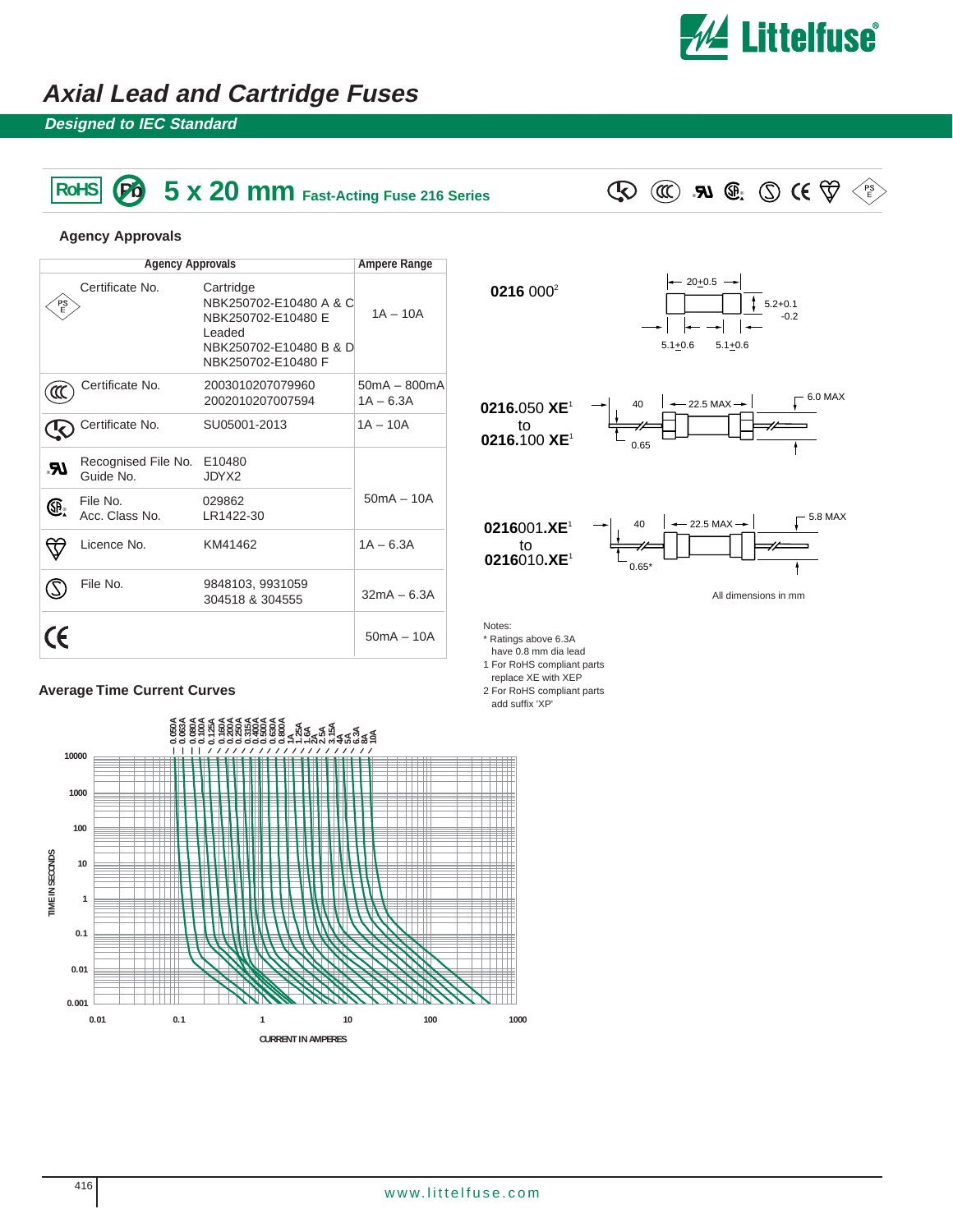# Axial Lead and Cartridge Fuses

***Designed to IEC Standard***

## 5 x 20 mm Fast-Acting Fuse 216 Series

RoHS Pb

### Agency Approvals

| Agency Approvals | | | Ampere Range |
|---|---|---|---|
| PSE | Certificate No. | Cartridge<br>NBK250702-E10480 A & C<br>NBK250702-E10480 E<br>Leaded<br>NBK250702-E10480 B & D<br>NBK250702-E10480 F | 1A – 10A |
| CCC | Certificate No. | 2003010207079960<br>2002010207007594 | 50mA – 800mA<br>1A – 6.3A |
| K | Certificate No. | SU05001-2013 | 1A – 10A |
| UR | Recognised File No.<br>Guide No. | E10480<br>JDYX2 | 50mA – 10A |
| CSA | File No.<br>Acc. Class No. | 029862<br>LR1422-30 | |
| PSB | Licence No. | KM41462 | 1A – 6.3A |
| S | File No. | 9848103, 9931059<br>304518 & 304555 | 32mA – 6.3A |
| CE | | | 50mA – 10A |

**0216** 000[2]

20±0.5
5.2+0.1 -0.2
5.1±0.6 5.1±0.6

**0216**.050 **XE**[1] to **0216**.100 **XE**[1]

40
22.5 MAX
6.0 MAX
0.65

**0216**001.**XE**[1] to **0216**010.**XE**[1]

40
22.5 MAX
5.8 MAX
0.65*

All dimensions in mm

Notes:
* Ratings above 6.3A have 0.8 mm dia lead
1 For RoHS compliant parts replace XE with XEP
2 For RoHS compliant parts add suffix 'XP'

### Average Time Current Curves

0.050A 0.063A 0.080A 0.100A 0.125A 0.160A 0.200A 0.250A 0.315A 0.400A 0.500A 0.630A 0.800A 1A 1.25A 1.6A 2A 2.5A 3.15A 4A 5A 6.3A 8A 10A

TIME IN SECONDS

10000
1000
100
10
1
0.1
0.01
0.001

0.01 0.1 1 10 100 1000

CURRENT IN AMPERES

www.littelfuse.com